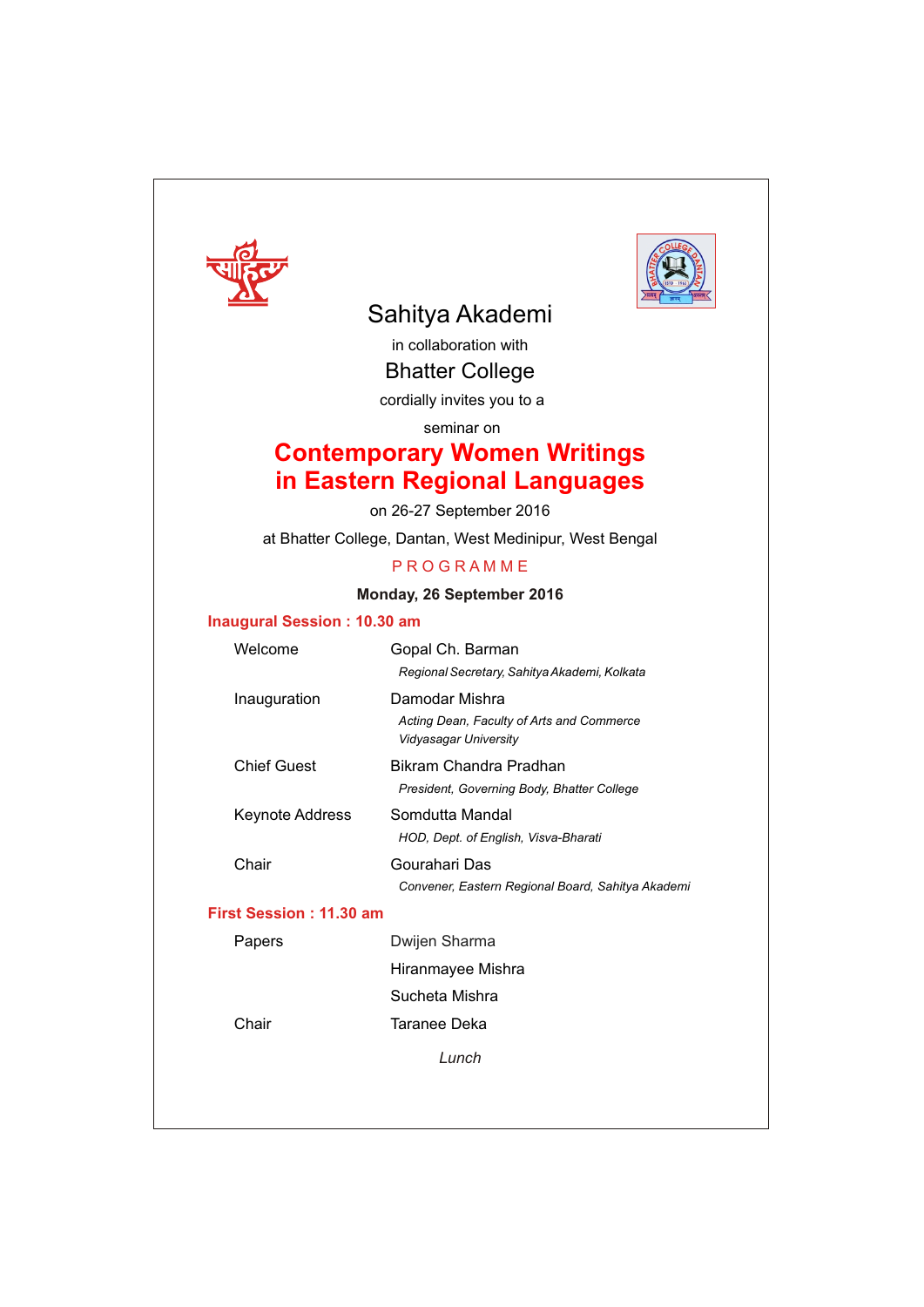# Sahitya Akademi

in collaboration with

## Bhatter College

cordially invites you to a

seminar on

# Contemporary Women Writings in Eastern Regional Languages

on 26-27 September 2016

at Bhatter College, Dantan, West Medinipur, West Bengal

## PROGRAMME

**Monday, 26 September 2016**

### Inaugural Session : 10.30 am

| | |
|---|---|
| Welcome | Gopal Ch. Barman<br>*Regional Secretary, Sahitya Akademi, Kolkata* |
| Inauguration | Damodar Mishra<br>*Acting Dean, Faculty of Arts and Commerce*<br>*Vidyasagar University* |
| Chief Guest | Bikram Chandra Pradhan<br>*President, Governing Body, Bhatter College* |
| Keynote Address | Somdutta Mandal<br>*HOD, Dept. of English, Visva-Bharati* |
| Chair | Gourahari Das<br>*Convener, Eastern Regional Board, Sahitya Akademi* |

### First Session : 11.30 am

| | |
|---|---|
| Papers | Dwijen Sharma |
| | Hiranmayee Mishra |
| | Sucheta Mishra |
| Chair | Taranee Deka |

*Lunch*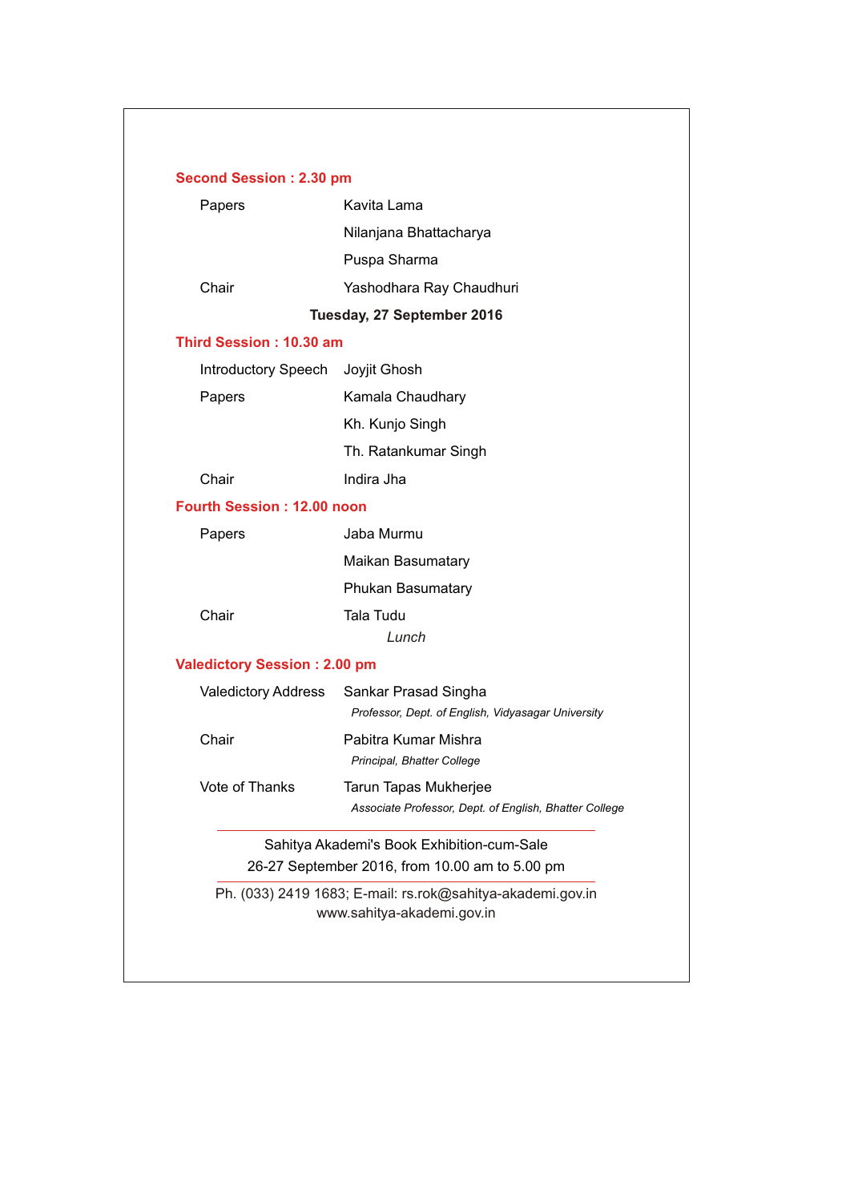## Second Session : 2.30 pm

| | |
|---|---|
| Papers | Kavita Lama |
| | Nilanjana Bhattacharya |
| | Puspa Sharma |
| Chair | Yashodhara Ray Chaudhuri |

**Tuesday, 27 September 2016**

## Third Session : 10.30 am

| | |
|---|---|
| Introductory Speech | Joyjit Ghosh |
| Papers | Kamala Chaudhary |
| | Kh. Kunjo Singh |
| | Th. Ratankumar Singh |
| Chair | Indira Jha |

## Fourth Session : 12.00 noon

| | |
|---|---|
| Papers | Jaba Murmu |
| | Maikan Basumatary |
| | Phukan Basumatary |
| Chair | Tala Tudu |

*Lunch*

## Valedictory Session : 2.00 pm

| | |
|---|---|
| Valedictory Address | Sankar Prasad Singha<br>*Professor, Dept. of English, Vidyasagar University* |
| Chair | Pabitra Kumar Mishra<br>*Principal, Bhatter College* |
| Vote of Thanks | Tarun Tapas Mukherjee<br>*Associate Professor, Dept. of English, Bhatter College* |

---

Sahitya Akademi's Book Exhibition-cum-Sale
26-27 September 2016, from 10.00 am to 5.00 pm

---

Ph. (033) 2419 1683; E-mail: rs.rok@sahitya-akademi.gov.in
www.sahitya-akademi.gov.in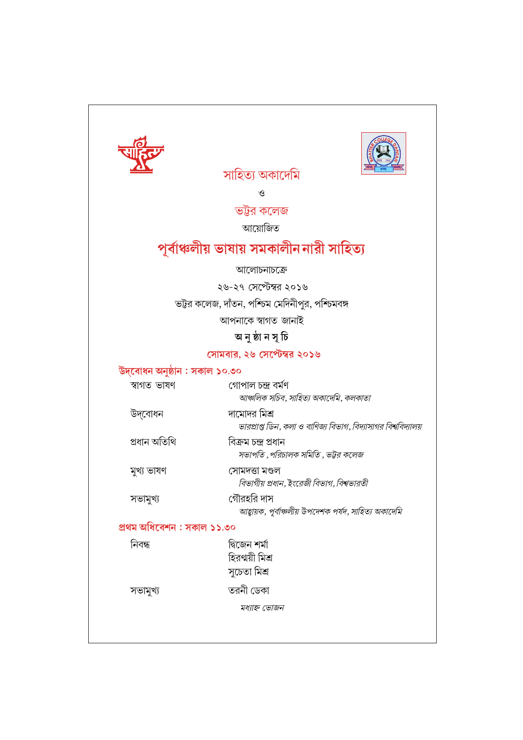সাহিত্য অকাদেমি

ও

ভট্টর কলেজ

আয়োজিত

# পূর্বাঞ্চলীয় ভাষায় সমকালীন নারী সাহিত্য

আলোচনাচক্রে

২৬-২৭ সেপ্টেম্বর ২০১৬

ভট্টর কলেজ, দাঁতন, পশ্চিম মেদিনীপুর, পশ্চিমবঙ্গ

আপনাকে স্বাগত জানাই

**অ নু ষ্ঠা ন সূ চি**

## সোমবার, ২৬ সেপ্টেম্বর ২০১৬

### উদ্বোধন অনুষ্ঠান : সকাল ১০.৩০

স্বাগত ভাষণ — গোপাল চন্দ্র বর্মণ
*আঞ্চলিক সচিব, সাহিত্য অকাদেমি, কলকাতা*

উদ্বোধন — দামোদর মিশ্র
*ভারপ্রাপ্ত ডিন, কলা ও বাণিজ্য বিভাগ, বিদ্যাসাগর বিশ্ববিদ্যালয়*

প্রধান অতিথি — বিক্রম চন্দ্র প্রধান
*সভাপতি , পরিচালক সমিতি , ভট্টর কলেজ*

মুখ্য ভাষণ — সোমদত্তা মণ্ডল
*বিভাগীয় প্রধান, ইংরেজী বিভাগ, বিশ্বভারতী*

সভামুখ্য — গৌরহরি দাস
*আহ্বায়ক, পূর্বাঞ্চলীয় উপদেশক পর্ষদ, সাহিত্য অকাদেমি*

### প্রথম অধিবেশন : সকাল ১১.৩০

নিবন্ধ — দ্বিজেন শর্মা
হিরণ্ময়ী মিশ্র
সুচেতা মিশ্র

সভামুখ্য — তরনী ডেকা

*মধ্যাহ্ন ভোজন*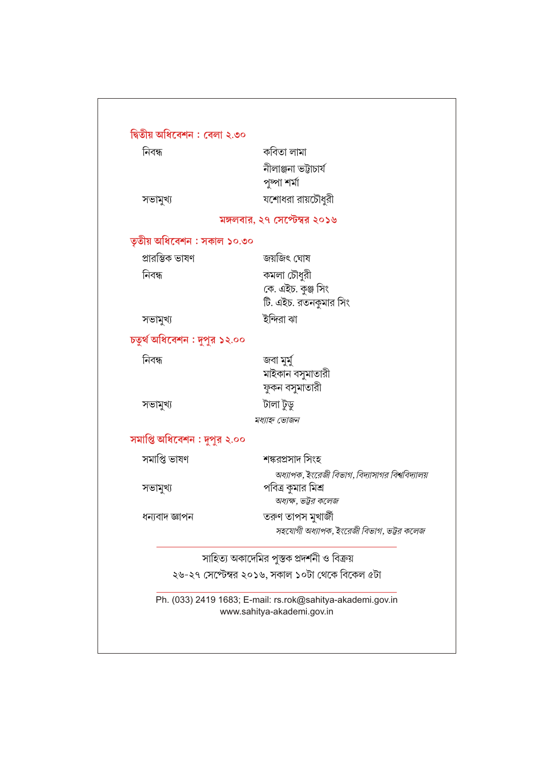### দ্বিতীয় অধিবেশন : বেলা ২.৩০

| | |
|---|---|
| নিবন্ধ | কবিতা লামা<br>নীলাঞ্জনা ভট্টাচার্য<br>পুষ্পা শর্মা |
| সভামুখ্য | যশোধরা রায়চৌধুরী |

## মঙ্গলবার, ২৭ সেপ্টেম্বর ২০১৬

### তৃতীয় অধিবেশন : সকাল ১০.৩০

| | |
|---|---|
| প্রারম্ভিক ভাষণ | জয়জিৎ ঘোষ |
| নিবন্ধ | কমলা চৌধুরী<br>কে. এইচ. কুঞ্জ সিং<br>টি. এইচ. রতনকুমার সিং |
| সভামুখ্য | ইন্দিরা ঝা |

### চতুর্থ অধিবেশন : দুপুর ১২.০০

| | |
|---|---|
| নিবন্ধ | জবা মুর্মু<br>মাইকান বসুমাতারী<br>ফুকন বসুমাতারী |
| সভামুখ্য | টালা টুডু |

*মধ্যাহ্ন ভোজন*

### সমাপ্তি অধিবেশন : দুপুর ২.০০

| | |
|---|---|
| সমাপ্তি ভাষণ | শঙ্করপ্রসাদ সিংহ<br>*অধ্যাপক, ইংরেজী বিভাগ, বিদ্যাসাগর বিশ্ববিদ্যালয়* |
| সভামুখ্য | পবিত্র কুমার মিশ্র<br>*অধ্যক্ষ, ভট্টর কলেজ* |
| ধন্যবাদ জ্ঞাপন | তরুণ তাপস মুখার্জী<br>*সহযোগী অধ্যাপক, ইংরেজী বিভাগ, ভট্টর কলেজ* |

---

সাহিত্য অকাদেমির পুস্তক প্রদর্শনী ও বিক্রয়

২৬-২৭ সেপ্টেম্বর ২০১৬, সকাল ১০টা থেকে বিকেল ৫টা

---

Ph. (033) 2419 1683; E-mail: rs.rok@sahitya-akademi.gov.in

www.sahitya-akademi.gov.in